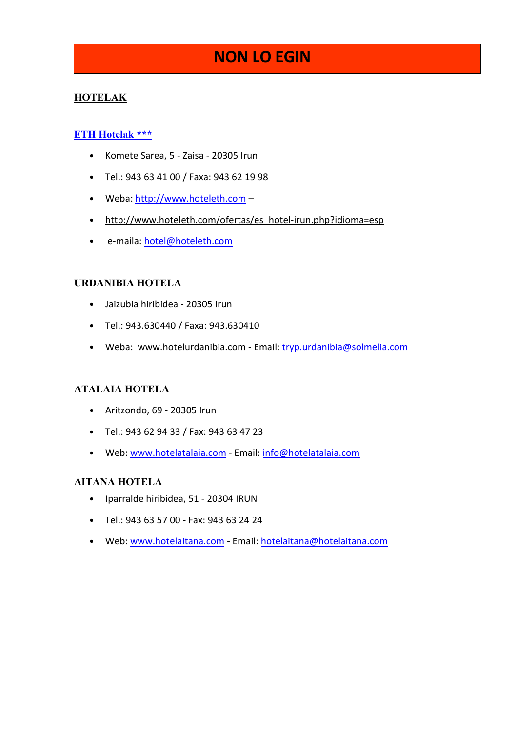# NON LO EGIN

## HOTELAK

### ETH Hotelak ***

- Komete Sarea, 5 - Zaisa - 20305 Irun
- Tel.: 943 63 41 00 / Faxa: 943 62 19 98
- Weba: http://www.hoteleth.com –
- http://www.hoteleth.com/ofertas/es_hotel-irun.php?idioma=esp
- e-maila: hotel@hoteleth.com

### URDANIBIA HOTELA

- Jaizubia hiribidea - 20305 Irun
- Tel.: 943.630440 / Faxa: 943.630410
- Weba: www.hotelurdanibia.com - Email: tryp.urdanibia@solmelia.com

### ATALAIA HOTELA

- Aritzondo, 69 - 20305 Irun
- Tel.: 943 62 94 33 / Fax: 943 63 47 23
- Web: www.hotelatalaia.com - Email: info@hotelatalaia.com

### AITANA HOTELA

- Iparralde hiribidea, 51 - 20304 IRUN
- Tel.: 943 63 57 00 - Fax: 943 63 24 24
- Web: www.hotelaitana.com - Email: hotelaitana@hotelaitana.com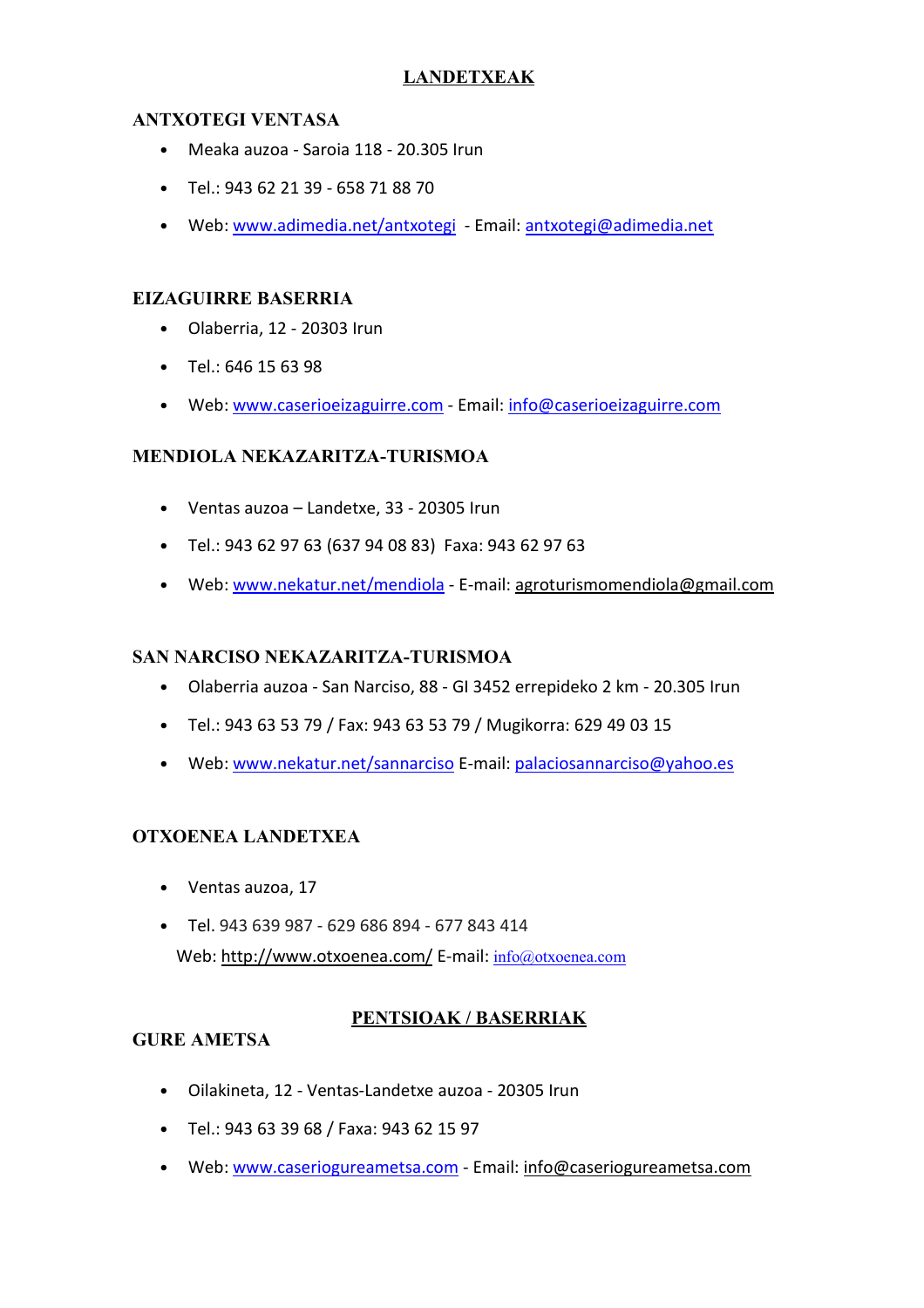# LANDETXEAK

## ANTXOTEGI VENTASA

- Meaka auzoa - Saroia 118 - 20.305 Irun
- Tel.: 943 62 21 39 - 658 71 88 70
- Web: www.adimedia.net/antxotegi - Email: antxotegi@adimedia.net

## EIZAGUIRRE BASERRIA

- Olaberria, 12 - 20303 Irun
- Tel.: 646 15 63 98
- Web: www.caserioeizaguirre.com - Email: info@caserioeizaguirre.com

## MENDIOLA NEKAZARITZA-TURISMOA

- Ventas auzoa – Landetxe, 33 - 20305 Irun
- Tel.: 943 62 97 63 (637 94 08 83) Faxa: 943 62 97 63
- Web: www.nekatur.net/mendiola - E-mail: agroturismomendiola@gmail.com

## SAN NARCISO NEKAZARITZA-TURISMOA

- Olaberria auzoa - San Narciso, 88 - GI 3452 errepideko 2 km - 20.305 Irun
- Tel.: 943 63 53 79 / Fax: 943 63 53 79 / Mugikorra: 629 49 03 15
- Web: www.nekatur.net/sannarciso E-mail: palaciosannarciso@yahoo.es

## OTXOENEA LANDETXEA

- Ventas auzoa, 17
- Tel. 943 639 987 - 629 686 894 - 677 843 414
  Web: http://www.otxoenea.com/ E-mail: info@otxoenea.com

# PENTSIOAK / BASERRIAK

## GURE AMETSA

- Oilakineta, 12 - Ventas-Landetxe auzoa - 20305 Irun
- Tel.: 943 63 39 68 / Faxa: 943 62 15 97
- Web: www.caseriogureametsa.com - Email: info@caseriogureametsa.com